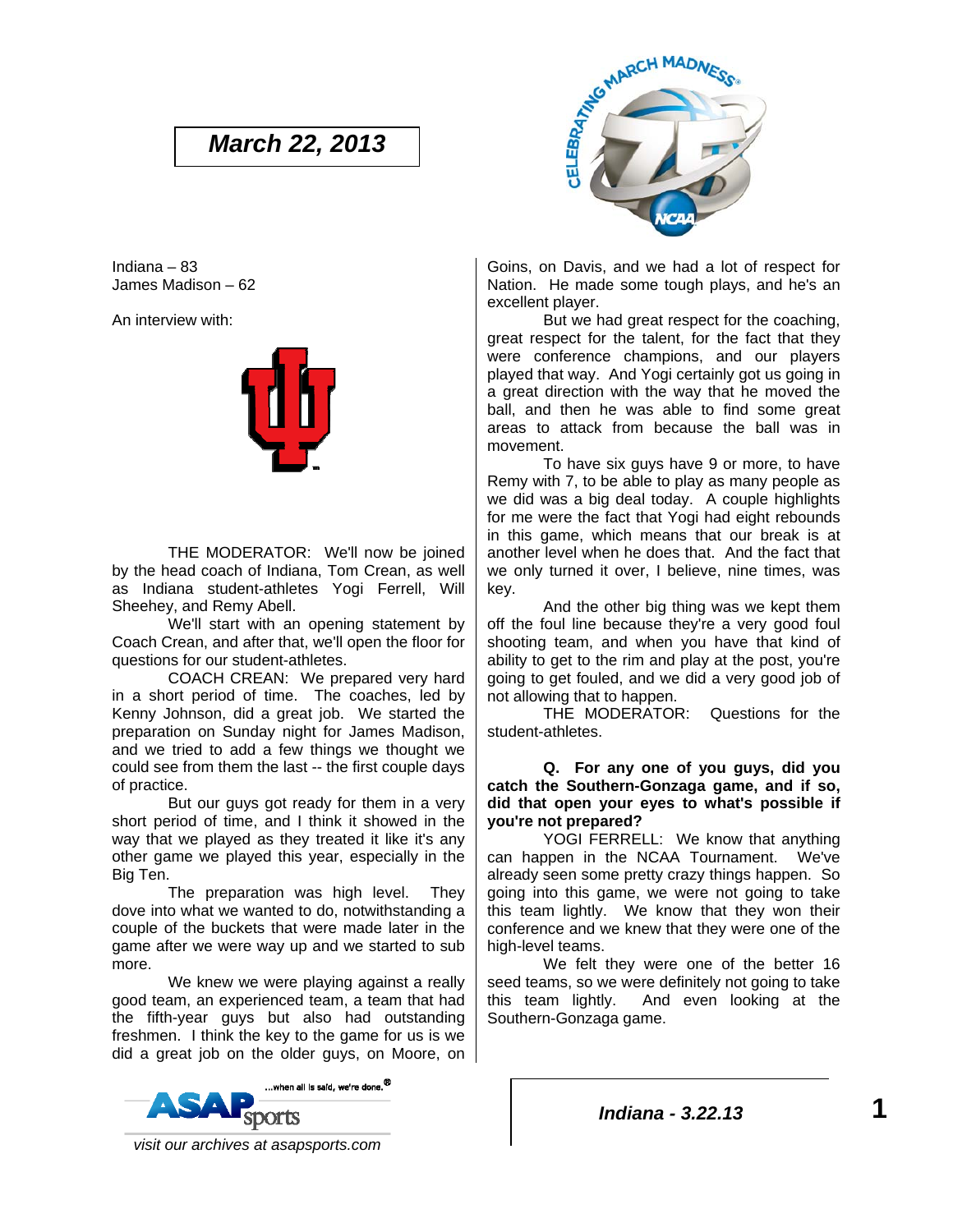**March 22, 2013**

Indiana – 83
James Madison – 62

An interview with:

THE MODERATOR: We'll now be joined by the head coach of Indiana, Tom Crean, as well as Indiana student-athletes Yogi Ferrell, Will Sheehey, and Remy Abell.

We'll start with an opening statement by Coach Crean, and after that, we'll open the floor for questions for our student-athletes.

COACH CREAN: We prepared very hard in a short period of time. The coaches, led by Kenny Johnson, did a great job. We started the preparation on Sunday night for James Madison, and we tried to add a few things we thought we could see from them the last -- the first couple days of practice.

But our guys got ready for them in a very short period of time, and I think it showed in the way that we played as they treated it like it's any other game we played this year, especially in the Big Ten.

The preparation was high level. They dove into what we wanted to do, notwithstanding a couple of the buckets that were made later in the game after we were way up and we started to sub more.

We knew we were playing against a really good team, an experienced team, a team that had the fifth-year guys but also had outstanding freshmen. I think the key to the game for us is we did a great job on the older guys, on Moore, on Goins, on Davis, and we had a lot of respect for Nation. He made some tough plays, and he's an excellent player.

But we had great respect for the coaching, great respect for the talent, for the fact that they were conference champions, and our players played that way. And Yogi certainly got us going in a great direction with the way that he moved the ball, and then he was able to find some great areas to attack from because the ball was in movement.

To have six guys have 9 or more, to have Remy with 7, to be able to play as many people as we did was a big deal today. A couple highlights for me were the fact that Yogi had eight rebounds in this game, which means that our break is at another level when he does that. And the fact that we only turned it over, I believe, nine times, was key.

And the other big thing was we kept them off the foul line because they're a very good foul shooting team, and when you have that kind of ability to get to the rim and play at the post, you're going to get fouled, and we did a very good job of not allowing that to happen.

THE MODERATOR: Questions for the student-athletes.

**Q. For any one of you guys, did you catch the Southern-Gonzaga game, and if so, did that open your eyes to what's possible if you're not prepared?**

YOGI FERRELL: We know that anything can happen in the NCAA Tournament. We've already seen some pretty crazy things happen. So going into this game, we were not going to take this team lightly. We know that they won their conference and we knew that they were one of the high-level teams.

We felt they were one of the better 16 seed teams, so we were definitely not going to take this team lightly. And even looking at the Southern-Gonzaga game.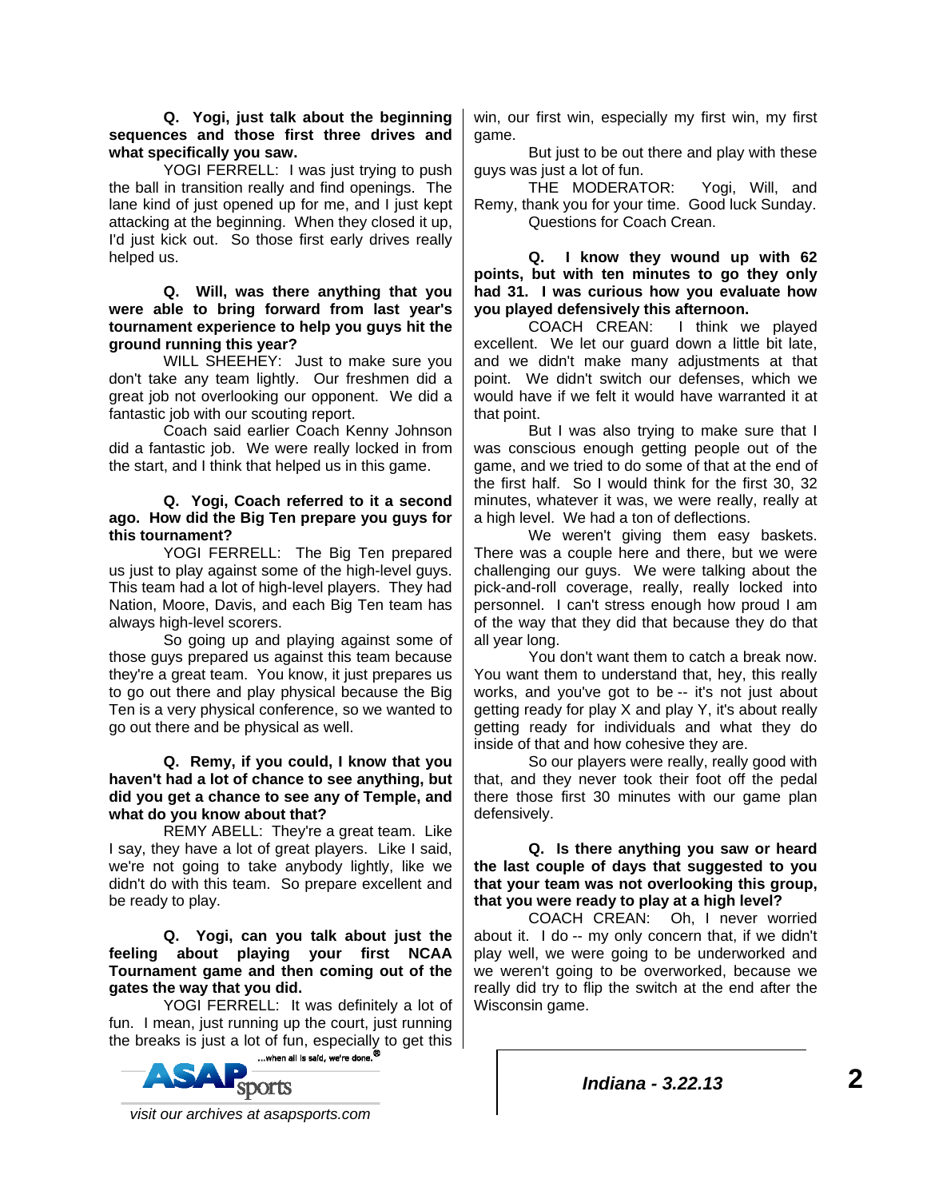**Q. Yogi, just talk about the beginning sequences and those first three drives and what specifically you saw.**

YOGI FERRELL: I was just trying to push the ball in transition really and find openings. The lane kind of just opened up for me, and I just kept attacking at the beginning. When they closed it up, I'd just kick out. So those first early drives really helped us.

**Q. Will, was there anything that you were able to bring forward from last year's tournament experience to help you guys hit the ground running this year?**

WILL SHEEHEY: Just to make sure you don't take any team lightly. Our freshmen did a great job not overlooking our opponent. We did a fantastic job with our scouting report.

Coach said earlier Coach Kenny Johnson did a fantastic job. We were really locked in from the start, and I think that helped us in this game.

**Q. Yogi, Coach referred to it a second ago. How did the Big Ten prepare you guys for this tournament?**

YOGI FERRELL: The Big Ten prepared us just to play against some of the high-level guys. This team had a lot of high-level players. They had Nation, Moore, Davis, and each Big Ten team has always high-level scorers.

So going up and playing against some of those guys prepared us against this team because they're a great team. You know, it just prepares us to go out there and play physical because the Big Ten is a very physical conference, so we wanted to go out there and be physical as well.

**Q. Remy, if you could, I know that you haven't had a lot of chance to see anything, but did you get a chance to see any of Temple, and what do you know about that?**

REMY ABELL: They're a great team. Like I say, they have a lot of great players. Like I said, we're not going to take anybody lightly, like we didn't do with this team. So prepare excellent and be ready to play.

**Q. Yogi, can you talk about just the feeling about playing your first NCAA Tournament game and then coming out of the gates the way that you did.**

YOGI FERRELL: It was definitely a lot of fun. I mean, just running up the court, just running the breaks is just a lot of fun, especially to get this win, our first win, especially my first win, my first game.

But just to be out there and play with these guys was just a lot of fun.

THE MODERATOR: Yogi, Will, and Remy, thank you for your time. Good luck Sunday.

Questions for Coach Crean.

**Q. I know they wound up with 62 points, but with ten minutes to go they only had 31. I was curious how you evaluate how you played defensively this afternoon.**

COACH CREAN: I think we played excellent. We let our guard down a little bit late, and we didn't make many adjustments at that point. We didn't switch our defenses, which we would have if we felt it would have warranted it at that point.

But I was also trying to make sure that I was conscious enough getting people out of the game, and we tried to do some of that at the end of the first half. So I would think for the first 30, 32 minutes, whatever it was, we were really, really at a high level. We had a ton of deflections.

We weren't giving them easy baskets. There was a couple here and there, but we were challenging our guys. We were talking about the pick-and-roll coverage, really, really locked into personnel. I can't stress enough how proud I am of the way that they did that because they do that all year long.

You don't want them to catch a break now. You want them to understand that, hey, this really works, and you've got to be -- it's not just about getting ready for play X and play Y, it's about really getting ready for individuals and what they do inside of that and how cohesive they are.

So our players were really, really good with that, and they never took their foot off the pedal there those first 30 minutes with our game plan defensively.

**Q. Is there anything you saw or heard the last couple of days that suggested to you that your team was not overlooking this group, that you were ready to play at a high level?**

COACH CREAN: Oh, I never worried about it. I do -- my only concern that, if we didn't play well, we were going to be underworked and we weren't going to be overworked, because we really did try to flip the switch at the end after the Wisconsin game.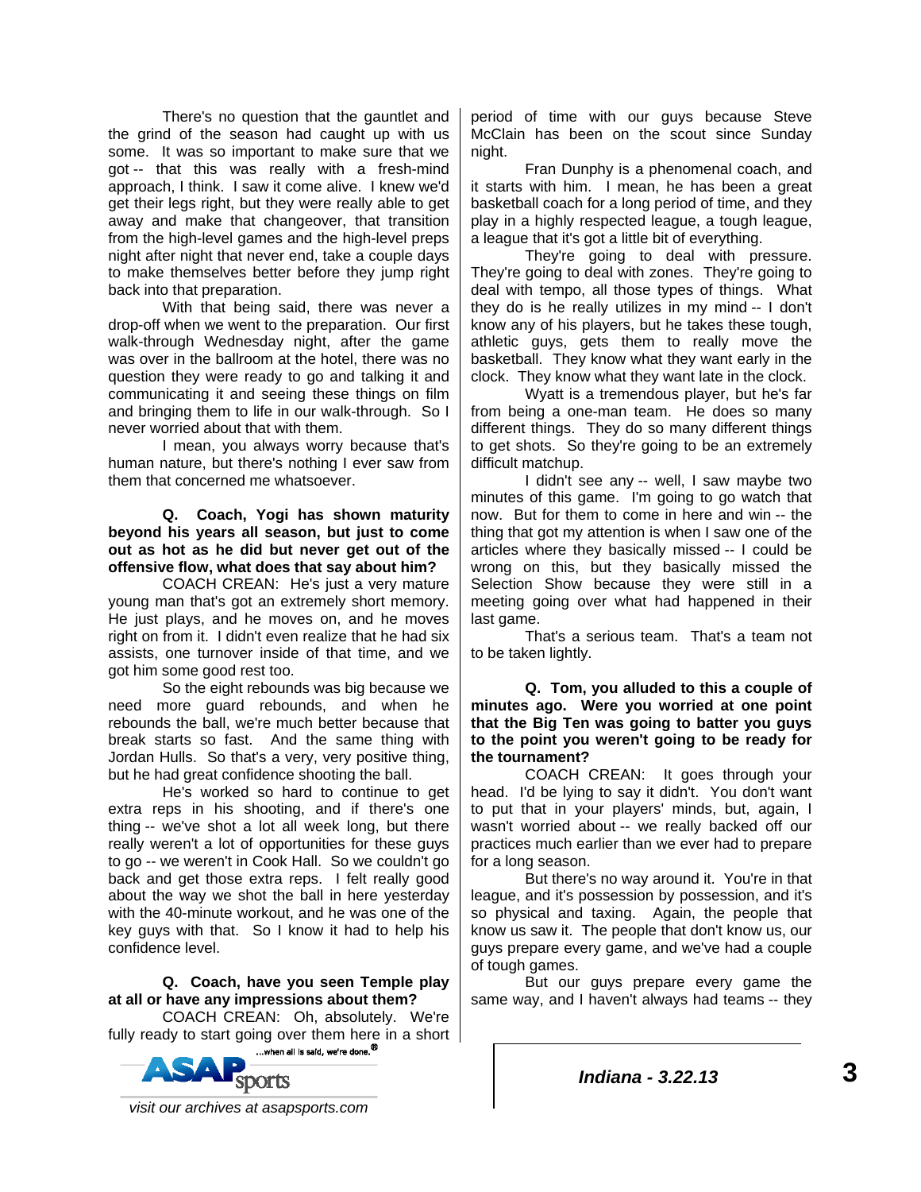There's no question that the gauntlet and the grind of the season had caught up with us some. It was so important to make sure that we got -- that this was really with a fresh-mind approach, I think. I saw it come alive. I knew we'd get their legs right, but they were really able to get away and make that changeover, that transition from the high-level games and the high-level preps night after night that never end, take a couple days to make themselves better before they jump right back into that preparation.

With that being said, there was never a drop-off when we went to the preparation. Our first walk-through Wednesday night, after the game was over in the ballroom at the hotel, there was no question they were ready to go and talking it and communicating it and seeing these things on film and bringing them to life in our walk-through. So I never worried about that with them.

I mean, you always worry because that's human nature, but there's nothing I ever saw from them that concerned me whatsoever.

**Q. Coach, Yogi has shown maturity beyond his years all season, but just to come out as hot as he did but never get out of the offensive flow, what does that say about him?**

COACH CREAN: He's just a very mature young man that's got an extremely short memory. He just plays, and he moves on, and he moves right on from it. I didn't even realize that he had six assists, one turnover inside of that time, and we got him some good rest too.

So the eight rebounds was big because we need more guard rebounds, and when he rebounds the ball, we're much better because that break starts so fast. And the same thing with Jordan Hulls. So that's a very, very positive thing, but he had great confidence shooting the ball.

He's worked so hard to continue to get extra reps in his shooting, and if there's one thing -- we've shot a lot all week long, but there really weren't a lot of opportunities for these guys to go -- we weren't in Cook Hall. So we couldn't go back and get those extra reps. I felt really good about the way we shot the ball in here yesterday with the 40-minute workout, and he was one of the key guys with that. So I know it had to help his confidence level.

**Q. Coach, have you seen Temple play at all or have any impressions about them?**

COACH CREAN: Oh, absolutely. We're fully ready to start going over them here in a short period of time with our guys because Steve McClain has been on the scout since Sunday night.

Fran Dunphy is a phenomenal coach, and it starts with him. I mean, he has been a great basketball coach for a long period of time, and they play in a highly respected league, a tough league, a league that it's got a little bit of everything.

They're going to deal with pressure. They're going to deal with zones. They're going to deal with tempo, all those types of things. What they do is he really utilizes in my mind -- I don't know any of his players, but he takes these tough, athletic guys, gets them to really move the basketball. They know what they want early in the clock. They know what they want late in the clock.

Wyatt is a tremendous player, but he's far from being a one-man team. He does so many different things. They do so many different things to get shots. So they're going to be an extremely difficult matchup.

I didn't see any -- well, I saw maybe two minutes of this game. I'm going to go watch that now. But for them to come in here and win -- the thing that got my attention is when I saw one of the articles where they basically missed -- I could be wrong on this, but they basically missed the Selection Show because they were still in a meeting going over what had happened in their last game.

That's a serious team. That's a team not to be taken lightly.

**Q. Tom, you alluded to this a couple of minutes ago. Were you worried at one point that the Big Ten was going to batter you guys to the point you weren't going to be ready for the tournament?**

COACH CREAN: It goes through your head. I'd be lying to say it didn't. You don't want to put that in your players' minds, but, again, I wasn't worried about -- we really backed off our practices much earlier than we ever had to prepare for a long season.

But there's no way around it. You're in that league, and it's possession by possession, and it's so physical and taxing. Again, the people that know us saw it. The people that don't know us, our guys prepare every game, and we've had a couple of tough games.

But our guys prepare every game the same way, and I haven't always had teams -- they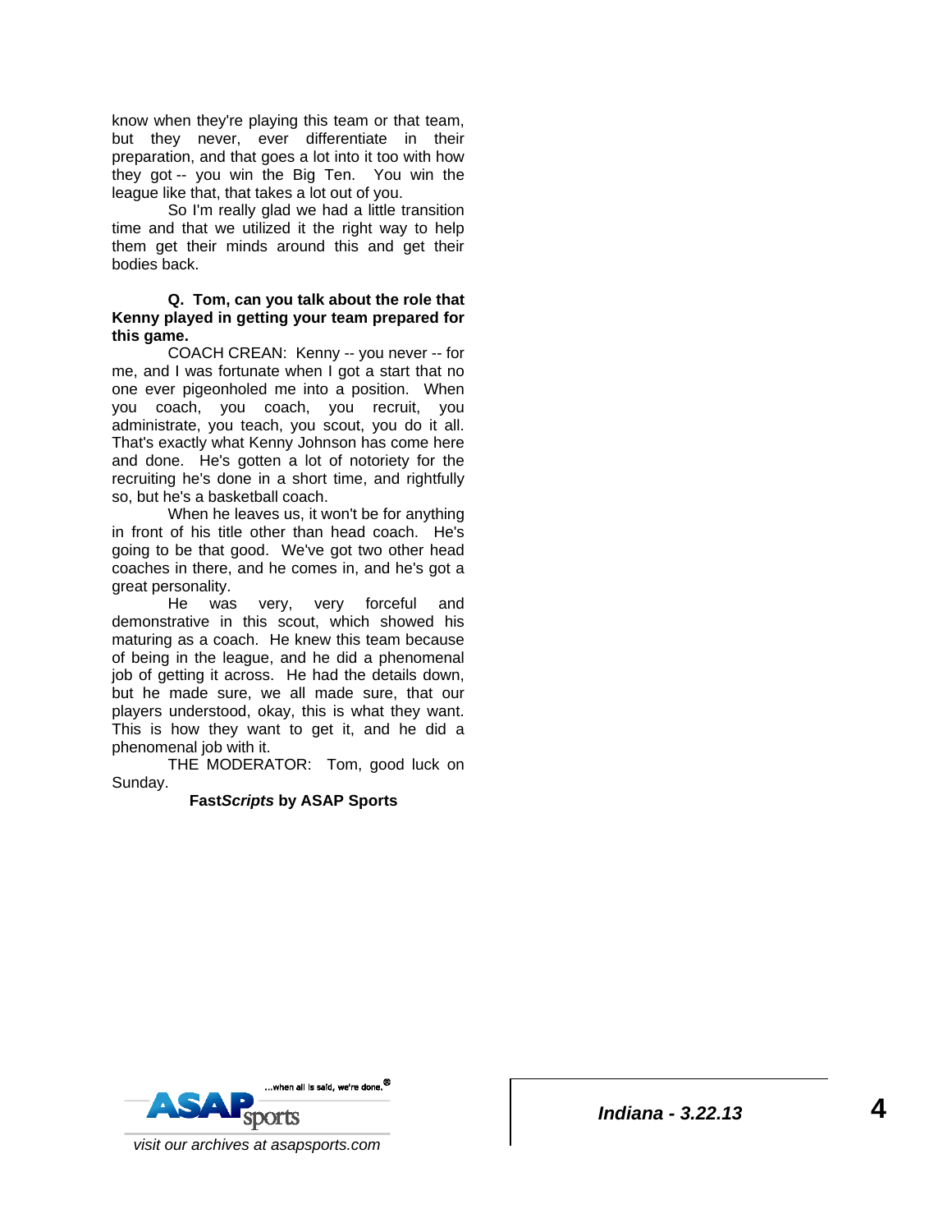know when they're playing this team or that team, but they never, ever differentiate in their preparation, and that goes a lot into it too with how they got -- you win the Big Ten. You win the league like that, that takes a lot out of you.

So I'm really glad we had a little transition time and that we utilized it the right way to help them get their minds around this and get their bodies back.

**Q. Tom, can you talk about the role that Kenny played in getting your team prepared for this game.**

COACH CREAN: Kenny -- you never -- for me, and I was fortunate when I got a start that no one ever pigeonholed me into a position. When you coach, you coach, you recruit, you administrate, you teach, you scout, you do it all. That's exactly what Kenny Johnson has come here and done. He's gotten a lot of notoriety for the recruiting he's done in a short time, and rightfully so, but he's a basketball coach.

When he leaves us, it won't be for anything in front of his title other than head coach. He's going to be that good. We've got two other head coaches in there, and he comes in, and he's got a great personality.

He was very, very forceful and demonstrative in this scout, which showed his maturing as a coach. He knew this team because of being in the league, and he did a phenomenal job of getting it across. He had the details down, but he made sure, we all made sure, that our players understood, okay, this is what they want. This is how they want to get it, and he did a phenomenal job with it.

THE MODERATOR: Tom, good luck on Sunday.

**Fast*Scripts* by ASAP Sports**